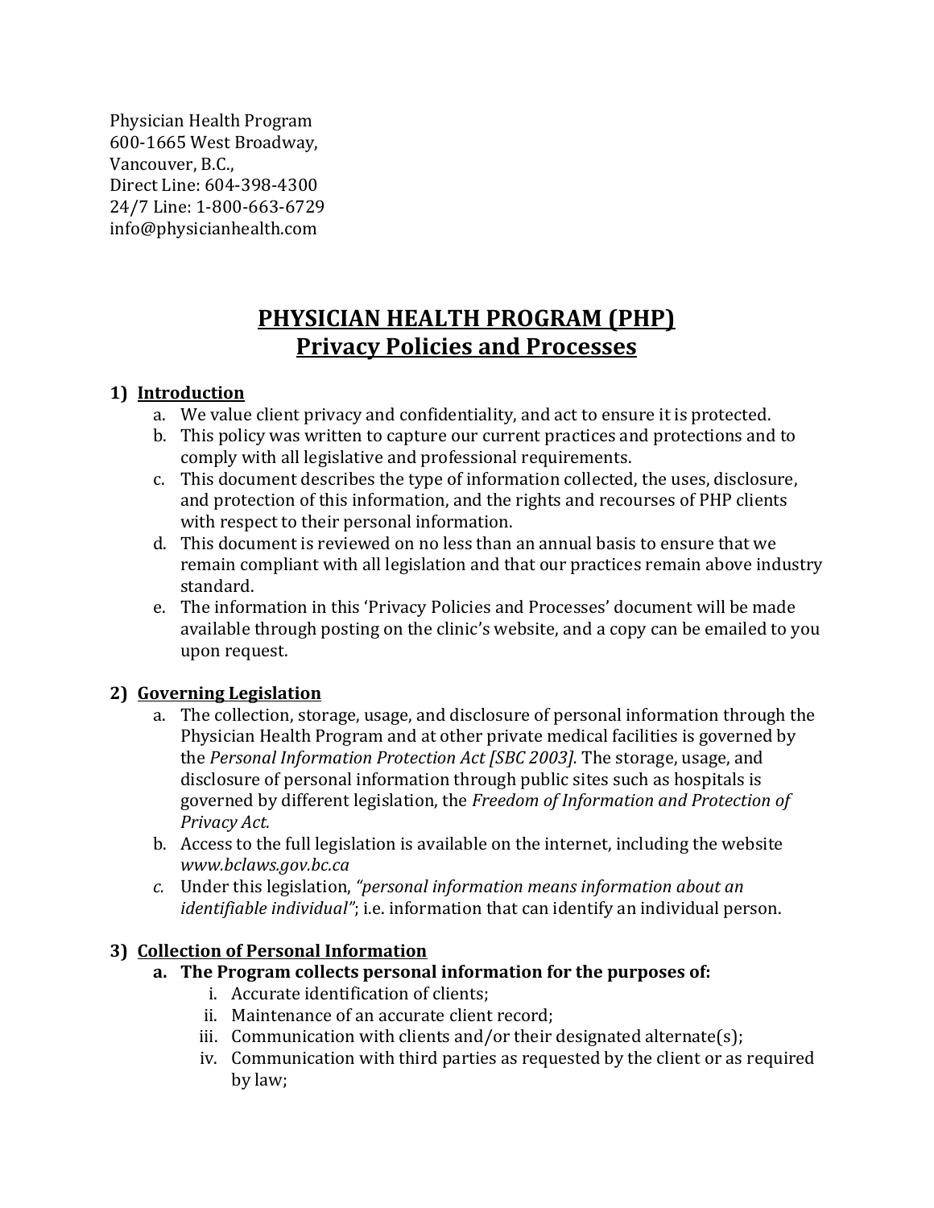Physician Health Program
600-1665 West Broadway,
Vancouver, B.C.,
Direct Line: 604-398-4300
24/7 Line: 1-800-663-6729
info@physicianhealth.com

# PHYSICIAN HEALTH PROGRAM (PHP)
## Privacy Policies and Processes

### 1) Introduction

a. We value client privacy and confidentiality, and act to ensure it is protected.

b. This policy was written to capture our current practices and protections and to comply with all legislative and professional requirements.

c. This document describes the type of information collected, the uses, disclosure, and protection of this information, and the rights and recourses of PHP clients with respect to their personal information.

d. This document is reviewed on no less than an annual basis to ensure that we remain compliant with all legislation and that our practices remain above industry standard.

e. The information in this 'Privacy Policies and Processes' document will be made available through posting on the clinic's website, and a copy can be emailed to you upon request.

### 2) Governing Legislation

a. The collection, storage, usage, and disclosure of personal information through the Physician Health Program and at other private medical facilities is governed by the *Personal Information Protection Act [SBC 2003].* The storage, usage, and disclosure of personal information through public sites such as hospitals is governed by different legislation, the *Freedom of Information and Protection of Privacy Act.*

b. Access to the full legislation is available on the internet, including the website *www.bclaws.gov.bc.ca*

c. Under this legislation, *"personal information means information about an identifiable individual"*; i.e. information that can identify an individual person.

### 3) Collection of Personal Information

**a. The Program collects personal information for the purposes of:**

i. Accurate identification of clients;

ii. Maintenance of an accurate client record;

iii. Communication with clients and/or their designated alternate(s);

iv. Communication with third parties as requested by the client or as required by law;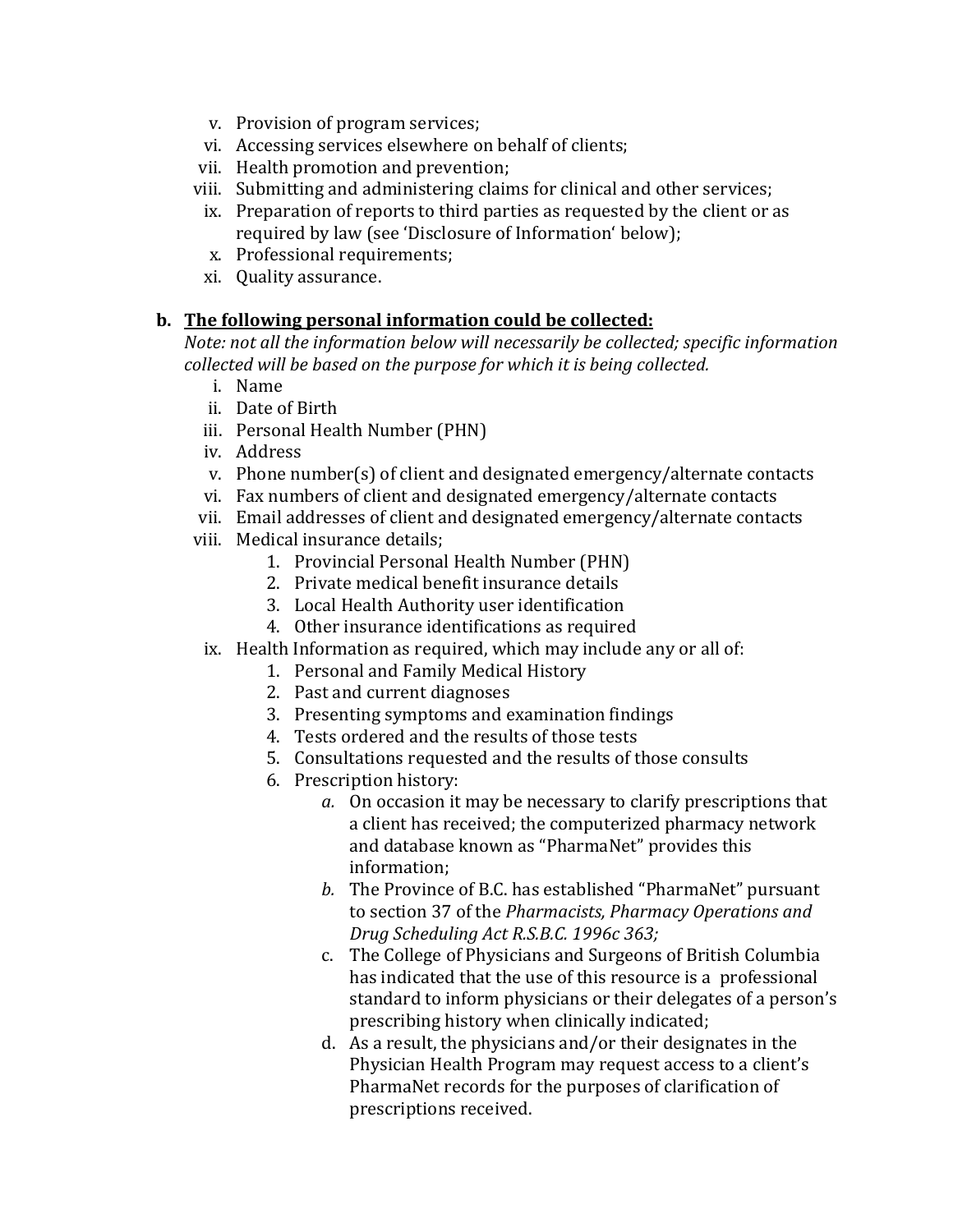v. Provision of program services;
vi. Accessing services elsewhere on behalf of clients;
vii. Health promotion and prevention;
viii. Submitting and administering claims for clinical and other services;
ix. Preparation of reports to third parties as requested by the client or as required by law (see 'Disclosure of Information' below);
x. Professional requirements;
xi. Quality assurance.

**b. <u>The following personal information could be collected:</u>**

*Note: not all the information below will necessarily be collected; specific information collected will be based on the purpose for which it is being collected.*

i. Name
ii. Date of Birth
iii. Personal Health Number (PHN)
iv. Address
v. Phone number(s) of client and designated emergency/alternate contacts
vi. Fax numbers of client and designated emergency/alternate contacts
vii. Email addresses of client and designated emergency/alternate contacts
viii. Medical insurance details;
    1. Provincial Personal Health Number (PHN)
    2. Private medical benefit insurance details
    3. Local Health Authority user identification
    4. Other insurance identifications as required
ix. Health Information as required, which may include any or all of:
    1. Personal and Family Medical History
    2. Past and current diagnoses
    3. Presenting symptoms and examination findings
    4. Tests ordered and the results of those tests
    5. Consultations requested and the results of those consults
    6. Prescription history:
        *a.* On occasion it may be necessary to clarify prescriptions that a client has received; the computerized pharmacy network and database known as "PharmaNet" provides this information;
        *b.* The Province of B.C. has established "PharmaNet" pursuant to section 37 of the *Pharmacists, Pharmacy Operations and Drug Scheduling Act R.S.B.C. 1996c 363;*
        c. The College of Physicians and Surgeons of British Columbia has indicated that the use of this resource is a professional standard to inform physicians or their delegates of a person's prescribing history when clinically indicated;
        d. As a result, the physicians and/or their designates in the Physician Health Program may request access to a client's PharmaNet records for the purposes of clarification of prescriptions received.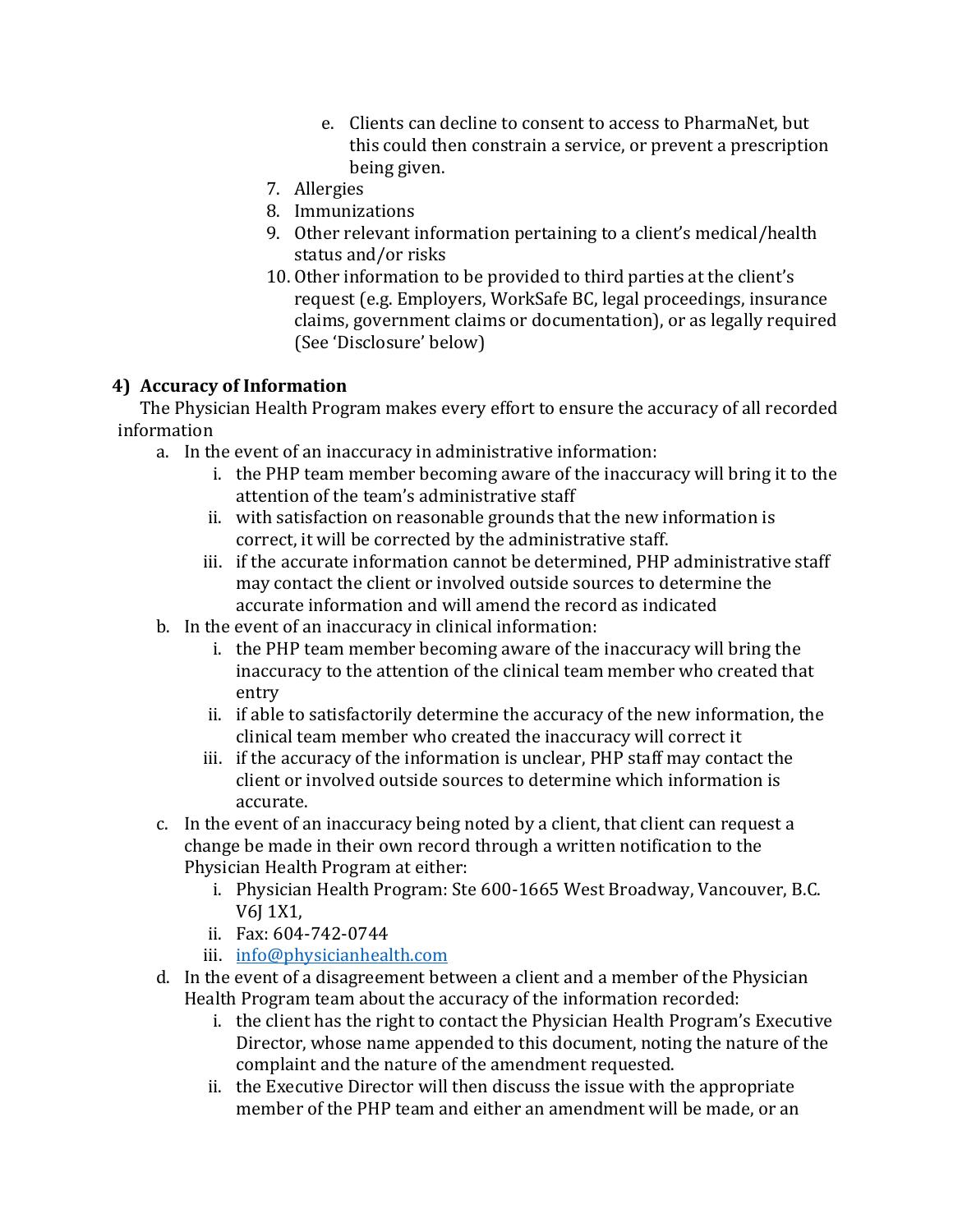e. Clients can decline to consent to access to PharmaNet, but this could then constrain a service, or prevent a prescription being given.

7. Allergies
8. Immunizations
9. Other relevant information pertaining to a client's medical/health status and/or risks
10. Other information to be provided to third parties at the client's request (e.g. Employers, WorkSafe BC, legal proceedings, insurance claims, government claims or documentation), or as legally required (See 'Disclosure' below)

## 4) Accuracy of Information

The Physician Health Program makes every effort to ensure the accuracy of all recorded information

a. In the event of an inaccuracy in administrative information:
   i. the PHP team member becoming aware of the inaccuracy will bring it to the attention of the team's administrative staff
   ii. with satisfaction on reasonable grounds that the new information is correct, it will be corrected by the administrative staff.
   iii. if the accurate information cannot be determined, PHP administrative staff may contact the client or involved outside sources to determine the accurate information and will amend the record as indicated

b. In the event of an inaccuracy in clinical information:
   i. the PHP team member becoming aware of the inaccuracy will bring the inaccuracy to the attention of the clinical team member who created that entry
   ii. if able to satisfactorily determine the accuracy of the new information, the clinical team member who created the inaccuracy will correct it
   iii. if the accuracy of the information is unclear, PHP staff may contact the client or involved outside sources to determine which information is accurate.

c. In the event of an inaccuracy being noted by a client, that client can request a change be made in their own record through a written notification to the Physician Health Program at either:
   i. Physician Health Program: Ste 600-1665 West Broadway, Vancouver, B.C. V6J 1X1,
   ii. Fax: 604-742-0744
   iii. info@physicianhealth.com

d. In the event of a disagreement between a client and a member of the Physician Health Program team about the accuracy of the information recorded:
   i. the client has the right to contact the Physician Health Program's Executive Director, whose name appended to this document, noting the nature of the complaint and the nature of the amendment requested.
   ii. the Executive Director will then discuss the issue with the appropriate member of the PHP team and either an amendment will be made, or an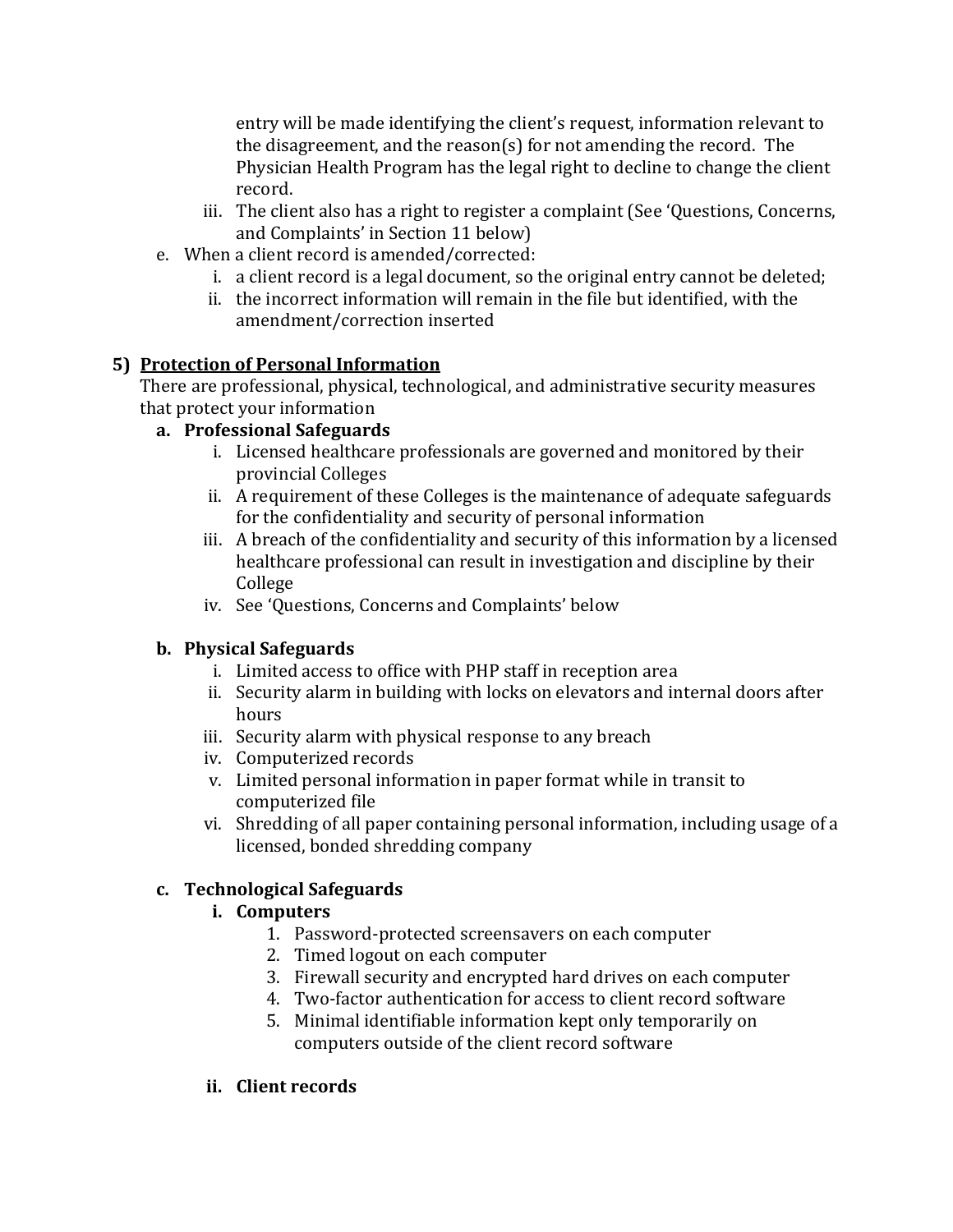entry will be made identifying the client's request, information relevant to the disagreement, and the reason(s) for not amending the record. The Physician Health Program has the legal right to decline to change the client record.

iii. The client also has a right to register a complaint (See 'Questions, Concerns, and Complaints' in Section 11 below)

e. When a client record is amended/corrected:
   i. a client record is a legal document, so the original entry cannot be deleted;
   ii. the incorrect information will remain in the file but identified, with the amendment/correction inserted

## 5) <u>Protection of Personal Information</u>

There are professional, physical, technological, and administrative security measures that protect your information

### a. Professional Safeguards

i. Licensed healthcare professionals are governed and monitored by their provincial Colleges
ii. A requirement of these Colleges is the maintenance of adequate safeguards for the confidentiality and security of personal information
iii. A breach of the confidentiality and security of this information by a licensed healthcare professional can result in investigation and discipline by their College
iv. See 'Questions, Concerns and Complaints' below

### b. Physical Safeguards

i. Limited access to office with PHP staff in reception area
ii. Security alarm in building with locks on elevators and internal doors after hours
iii. Security alarm with physical response to any breach
iv. Computerized records
v. Limited personal information in paper format while in transit to computerized file
vi. Shredding of all paper containing personal information, including usage of a licensed, bonded shredding company

### c. Technological Safeguards

#### i. Computers

1. Password-protected screensavers on each computer
2. Timed logout on each computer
3. Firewall security and encrypted hard drives on each computer
4. Two-factor authentication for access to client record software
5. Minimal identifiable information kept only temporarily on computers outside of the client record software

#### ii. Client records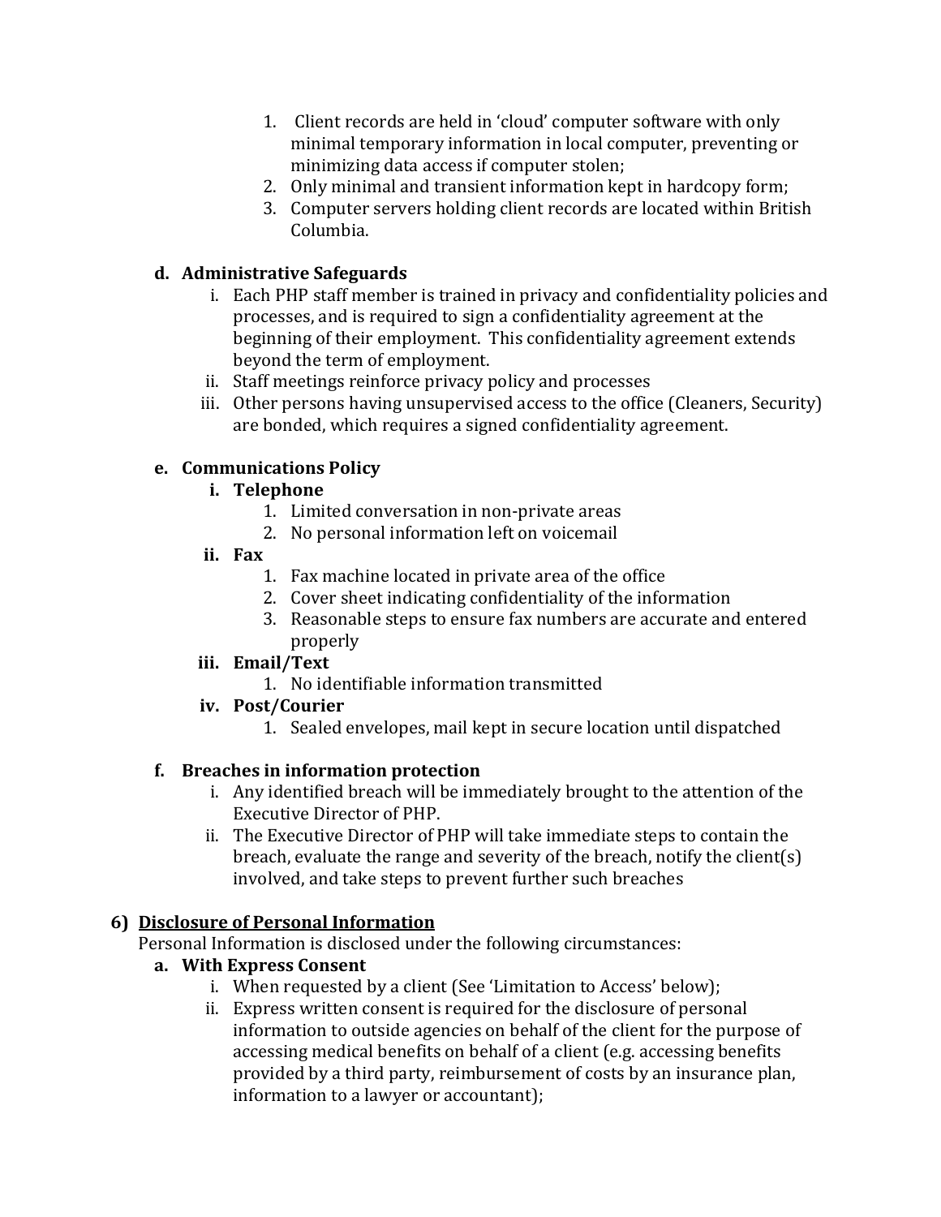1. Client records are held in 'cloud' computer software with only minimal temporary information in local computer, preventing or minimizing data access if computer stolen;
2. Only minimal and transient information kept in hardcopy form;
3. Computer servers holding client records are located within British Columbia.

**d. Administrative Safeguards**

i. Each PHP staff member is trained in privacy and confidentiality policies and processes, and is required to sign a confidentiality agreement at the beginning of their employment. This confidentiality agreement extends beyond the term of employment.

ii. Staff meetings reinforce privacy policy and processes

iii. Other persons having unsupervised access to the office (Cleaners, Security) are bonded, which requires a signed confidentiality agreement.

**e. Communications Policy**

**i. Telephone**

1. Limited conversation in non-private areas
2. No personal information left on voicemail

**ii. Fax**

1. Fax machine located in private area of the office
2. Cover sheet indicating confidentiality of the information
3. Reasonable steps to ensure fax numbers are accurate and entered properly

**iii. Email/Text**

1. No identifiable information transmitted

**iv. Post/Courier**

1. Sealed envelopes, mail kept in secure location until dispatched

**f. Breaches in information protection**

i. Any identified breach will be immediately brought to the attention of the Executive Director of PHP.

ii. The Executive Director of PHP will take immediate steps to contain the breach, evaluate the range and severity of the breach, notify the client(s) involved, and take steps to prevent further such breaches

**6) <u>Disclosure of Personal Information</u>**

Personal Information is disclosed under the following circumstances:

**a. With Express Consent**

i. When requested by a client (See 'Limitation to Access' below);

ii. Express written consent is required for the disclosure of personal information to outside agencies on behalf of the client for the purpose of accessing medical benefits on behalf of a client (e.g. accessing benefits provided by a third party, reimbursement of costs by an insurance plan, information to a lawyer or accountant);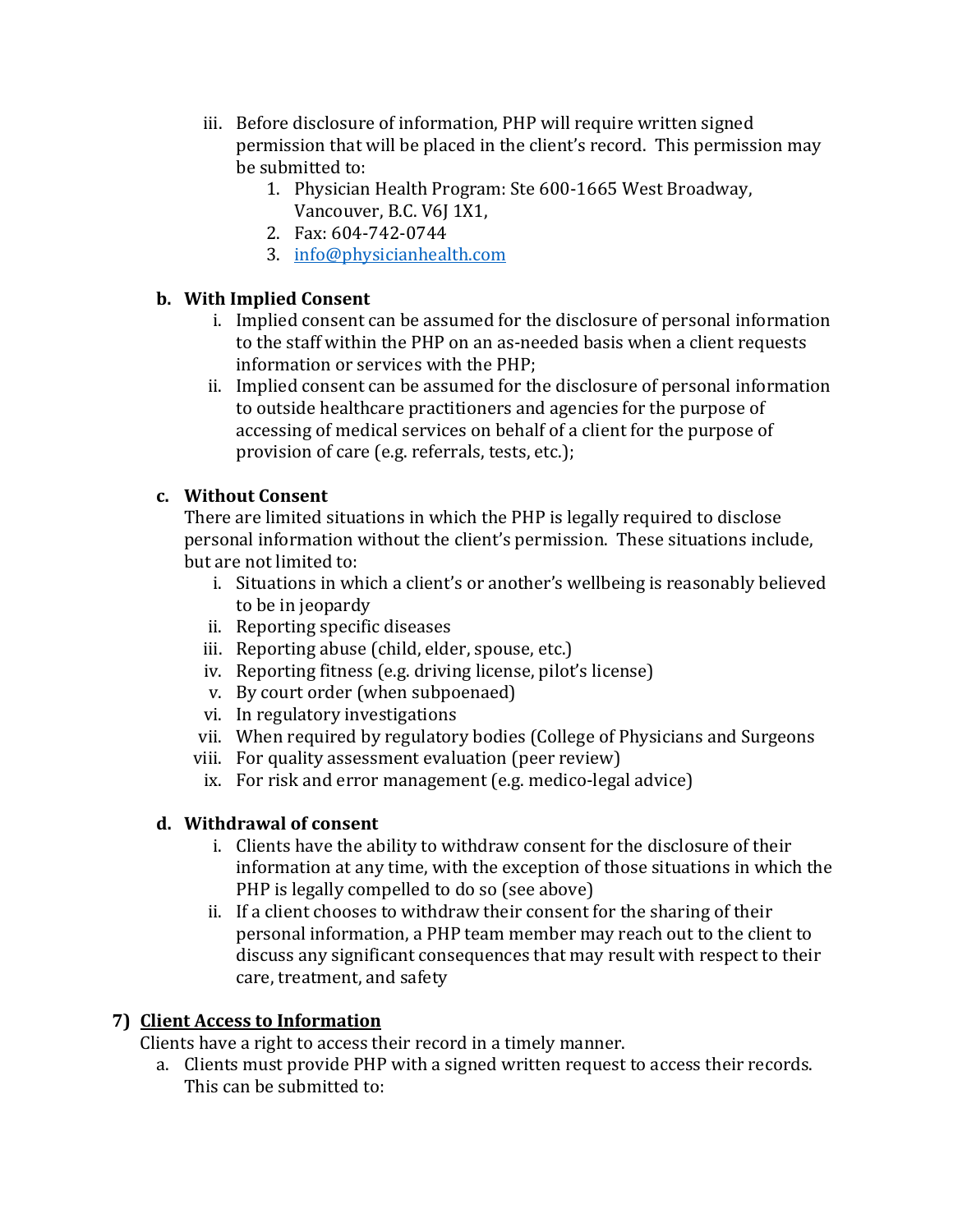iii. Before disclosure of information, PHP will require written signed permission that will be placed in the client's record. This permission may be submitted to:
   1. Physician Health Program: Ste 600-1665 West Broadway, Vancouver, B.C. V6J 1X1,
   2. Fax: 604-742-0744
   3. [info@physicianhealth.com](mailto:info@physicianhealth.com)

**b. With Implied Consent**

i. Implied consent can be assumed for the disclosure of personal information to the staff within the PHP on an as-needed basis when a client requests information or services with the PHP;

ii. Implied consent can be assumed for the disclosure of personal information to outside healthcare practitioners and agencies for the purpose of accessing of medical services on behalf of a client for the purpose of provision of care (e.g. referrals, tests, etc.);

**c. Without Consent**

There are limited situations in which the PHP is legally required to disclose personal information without the client's permission. These situations include, but are not limited to:

i. Situations in which a client's or another's wellbeing is reasonably believed to be in jeopardy
ii. Reporting specific diseases
iii. Reporting abuse (child, elder, spouse, etc.)
iv. Reporting fitness (e.g. driving license, pilot's license)
v. By court order (when subpoenaed)
vi. In regulatory investigations
vii. When required by regulatory bodies (College of Physicians and Surgeons
viii. For quality assessment evaluation (peer review)
ix. For risk and error management (e.g. medico-legal advice)

**d. Withdrawal of consent**

i. Clients have the ability to withdraw consent for the disclosure of their information at any time, with the exception of those situations in which the PHP is legally compelled to do so (see above)

ii. If a client chooses to withdraw their consent for the sharing of their personal information, a PHP team member may reach out to the client to discuss any significant consequences that may result with respect to their care, treatment, and safety

## 7) <u>Client Access to Information</u>

Clients have a right to access their record in a timely manner.

a. Clients must provide PHP with a signed written request to access their records. This can be submitted to: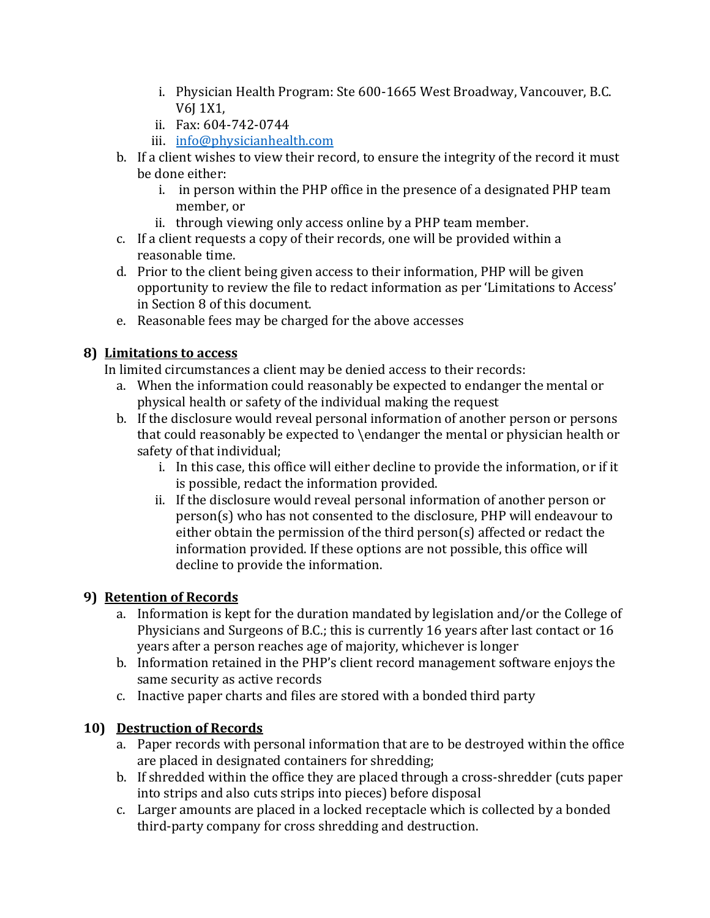i. Physician Health Program: Ste 600-1665 West Broadway, Vancouver, B.C. V6J 1X1,
   ii. Fax: 604-742-0744
   iii. info@physicianhealth.com

b. If a client wishes to view their record, to ensure the integrity of the record it must be done either:
   i. in person within the PHP office in the presence of a designated PHP team member, or
   ii. through viewing only access online by a PHP team member.
c. If a client requests a copy of their records, one will be provided within a reasonable time.
d. Prior to the client being given access to their information, PHP will be given opportunity to review the file to redact information as per 'Limitations to Access' in Section 8 of this document.
e. Reasonable fees may be charged for the above accesses

## 8) <u>Limitations to access</u>

In limited circumstances a client may be denied access to their records:

a. When the information could reasonably be expected to endanger the mental or physical health or safety of the individual making the request
b. If the disclosure would reveal personal information of another person or persons that could reasonably be expected to \endanger the mental or physician health or safety of that individual;
   i. In this case, this office will either decline to provide the information, or if it is possible, redact the information provided.
   ii. If the disclosure would reveal personal information of another person or person(s) who has not consented to the disclosure, PHP will endeavour to either obtain the permission of the third person(s) affected or redact the information provided. If these options are not possible, this office will decline to provide the information.

## 9) <u>Retention of Records</u>

a. Information is kept for the duration mandated by legislation and/or the College of Physicians and Surgeons of B.C.; this is currently 16 years after last contact or 16 years after a person reaches age of majority, whichever is longer
b. Information retained in the PHP's client record management software enjoys the same security as active records
c. Inactive paper charts and files are stored with a bonded third party

## 10) <u>Destruction of Records</u>

a. Paper records with personal information that are to be destroyed within the office are placed in designated containers for shredding;
b. If shredded within the office they are placed through a cross-shredder (cuts paper into strips and also cuts strips into pieces) before disposal
c. Larger amounts are placed in a locked receptacle which is collected by a bonded third-party company for cross shredding and destruction.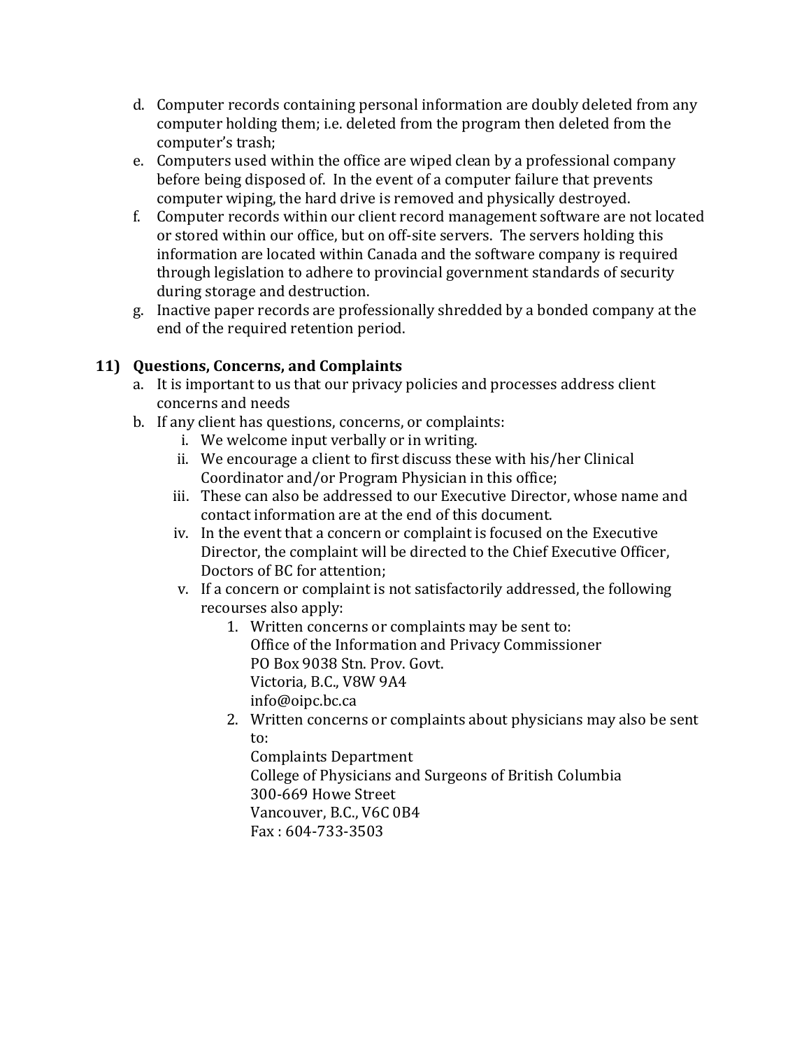d. Computer records containing personal information are doubly deleted from any computer holding them; i.e. deleted from the program then deleted from the computer's trash;
e. Computers used within the office are wiped clean by a professional company before being disposed of. In the event of a computer failure that prevents computer wiping, the hard drive is removed and physically destroyed.
f. Computer records within our client record management software are not located or stored within our office, but on off-site servers. The servers holding this information are located within Canada and the software company is required through legislation to adhere to provincial government standards of security during storage and destruction.
g. Inactive paper records are professionally shredded by a bonded company at the end of the required retention period.

## 11) Questions, Concerns, and Complaints

a. It is important to us that our privacy policies and processes address client concerns and needs
b. If any client has questions, concerns, or complaints:
   i. We welcome input verbally or in writing.
   ii. We encourage a client to first discuss these with his/her Clinical Coordinator and/or Program Physician in this office;
   iii. These can also be addressed to our Executive Director, whose name and contact information are at the end of this document.
   iv. In the event that a concern or complaint is focused on the Executive Director, the complaint will be directed to the Chief Executive Officer, Doctors of BC for attention;
   v. If a concern or complaint is not satisfactorily addressed, the following recourses also apply:
      1. Written concerns or complaints may be sent to:
         Office of the Information and Privacy Commissioner
         PO Box 9038 Stn. Prov. Govt.
         Victoria, B.C., V8W 9A4
         info@oipc.bc.ca
      2. Written concerns or complaints about physicians may also be sent to:
         Complaints Department
         College of Physicians and Surgeons of British Columbia
         300-669 Howe Street
         Vancouver, B.C., V6C 0B4
         Fax : 604-733-3503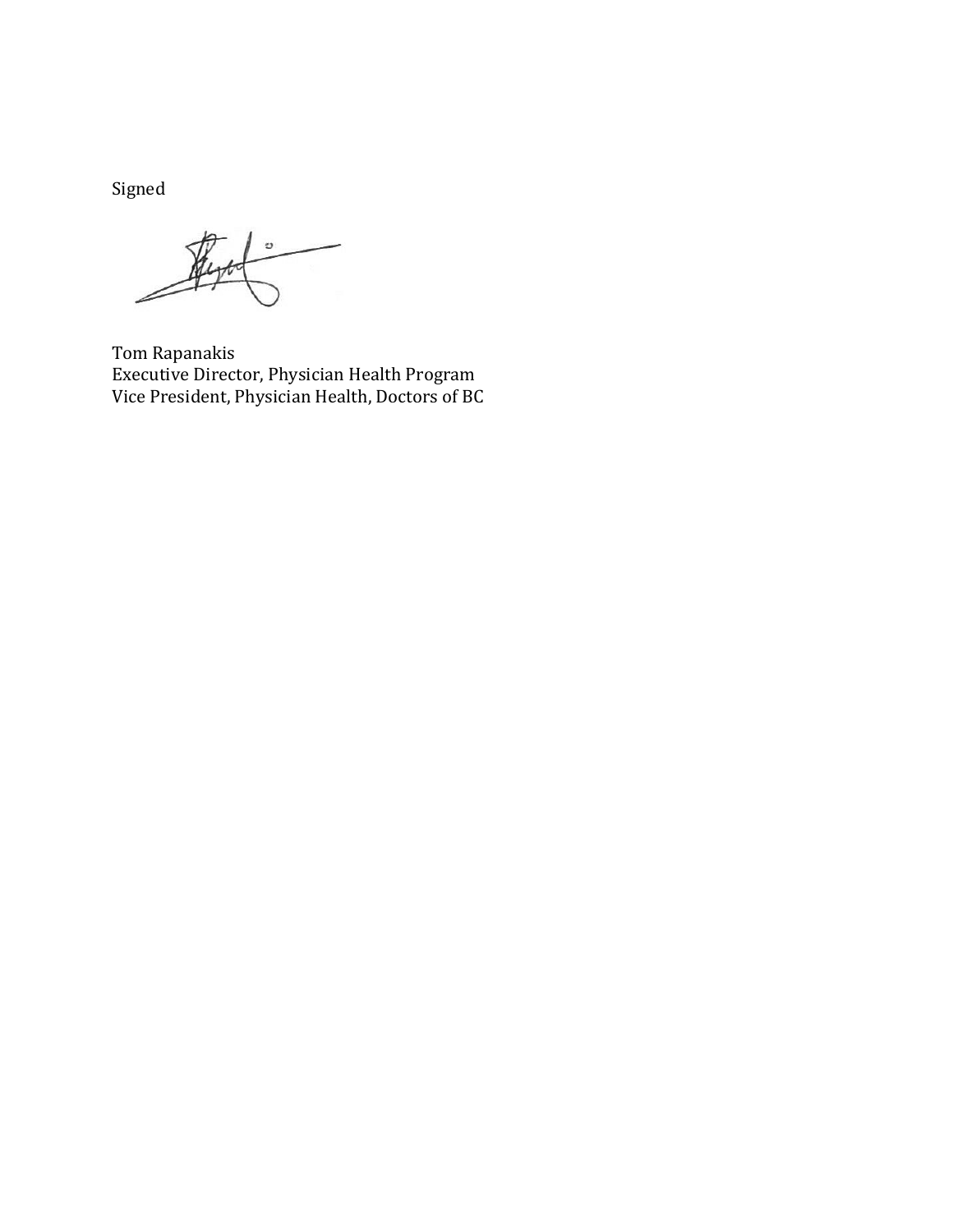Signed

Tom Rapanakis
Executive Director, Physician Health Program
Vice President, Physician Health, Doctors of BC